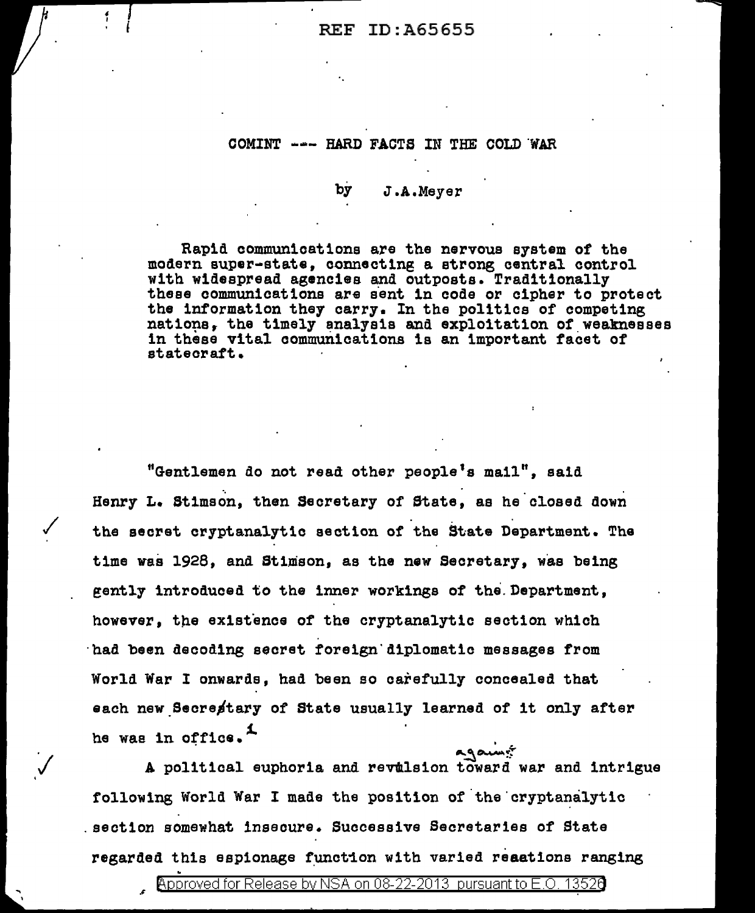# COMINT --- HARD FACTS IN THE COLD WAR

by J.A.Meyer

Rapid communications are the nervous system of the modern super-state, connecting a strong central control with widespread agencies and outposts. Traditionally these communications are sent in code or cipher to protect the information they carry. In the politics of competing nations, the timely analysis and exploitation of weaknesses in these vital communications is an important facet of statecraft.

"Gentlemen do not read other people's mail", said Henry L. Stimson, then Secretary of State, as he closed down the secret cryptanalytic section of the State Department. The time was 1928, and Stimson, as the new Secretary, was being gently introduced to the inner workings of the Department, however, the existence of the cryptanalytic section which had been decoding secret foreign diplomatic messages from World War I onwards, had been so carefully concealed that each new Secretary of State usually learned of it only after he was in office.[1]

A political euphoria and revulsion against war and intrigue following World War I made the position of the cryptanalytic section somewhat insecure. Successive Secretaries of State regarded this espionage function with varied reactions ranging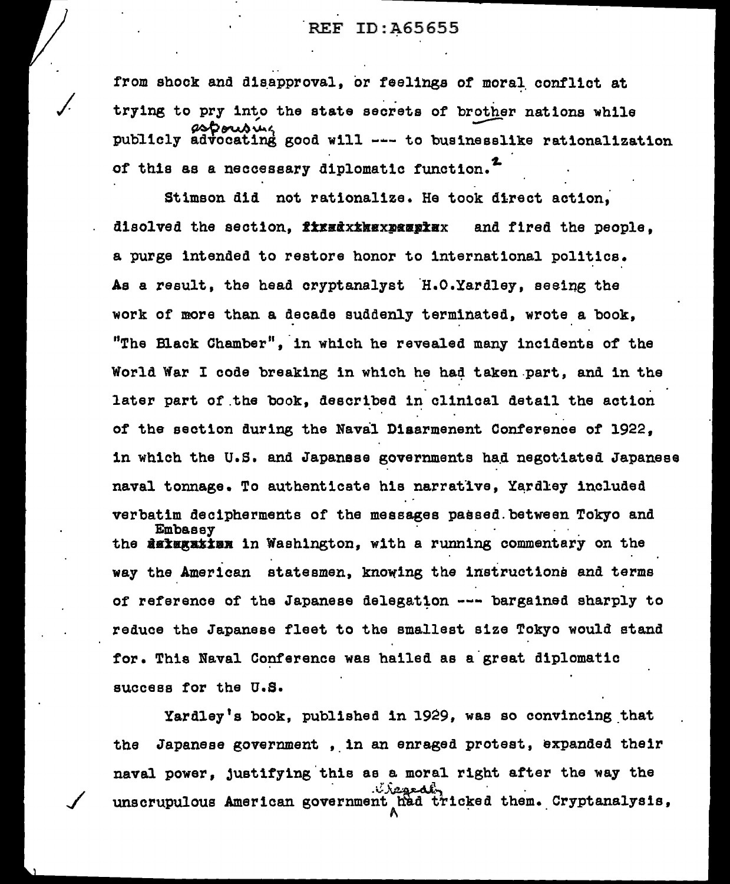from shock and disapproval, or feelings of moral conflict at trying to pry into the state secrets of brother nations while publicly espousing good will --- to businesslike rationalization of this as a neccessary diplomatic function.[2]

Stimson did not rationalize. He took direct action, disolved the section, and fired the people, a purge intended to restore honor to international politics. As a result, the head cryptanalyst H.O.Yardley, seeing the work of more than a decade suddenly terminated, wrote a book, "The Black Chamber", in which he revealed many incidents of the World War I code breaking in which he had taken part, and in the later part of the book, described in clinical detail the action of the section during the Naval Disarmenent Conference of 1922, in which the U.S. and Japanese governments had negotiated Japanese naval tonnage. To authenticate his narrative, Yardley included verbatim decipherments of the messages passed between Tokyo and the Embassey in Washington, with a running commentary on the way the American statesmen, knowing the instructions and terms of reference of the Japanese delegation --- bargained sharply to reduce the Japanese fleet to the smallest size Tokyo would stand for. This Naval Conference was hailed as a great diplomatic success for the U.S.

Yardley's book, published in 1929, was so convincing that the Japanese government , in an enraged protest, expanded their naval power, justifying this as a moral right after the way the unscrupulous American government allegedly had tricked them. Cryptanalysis,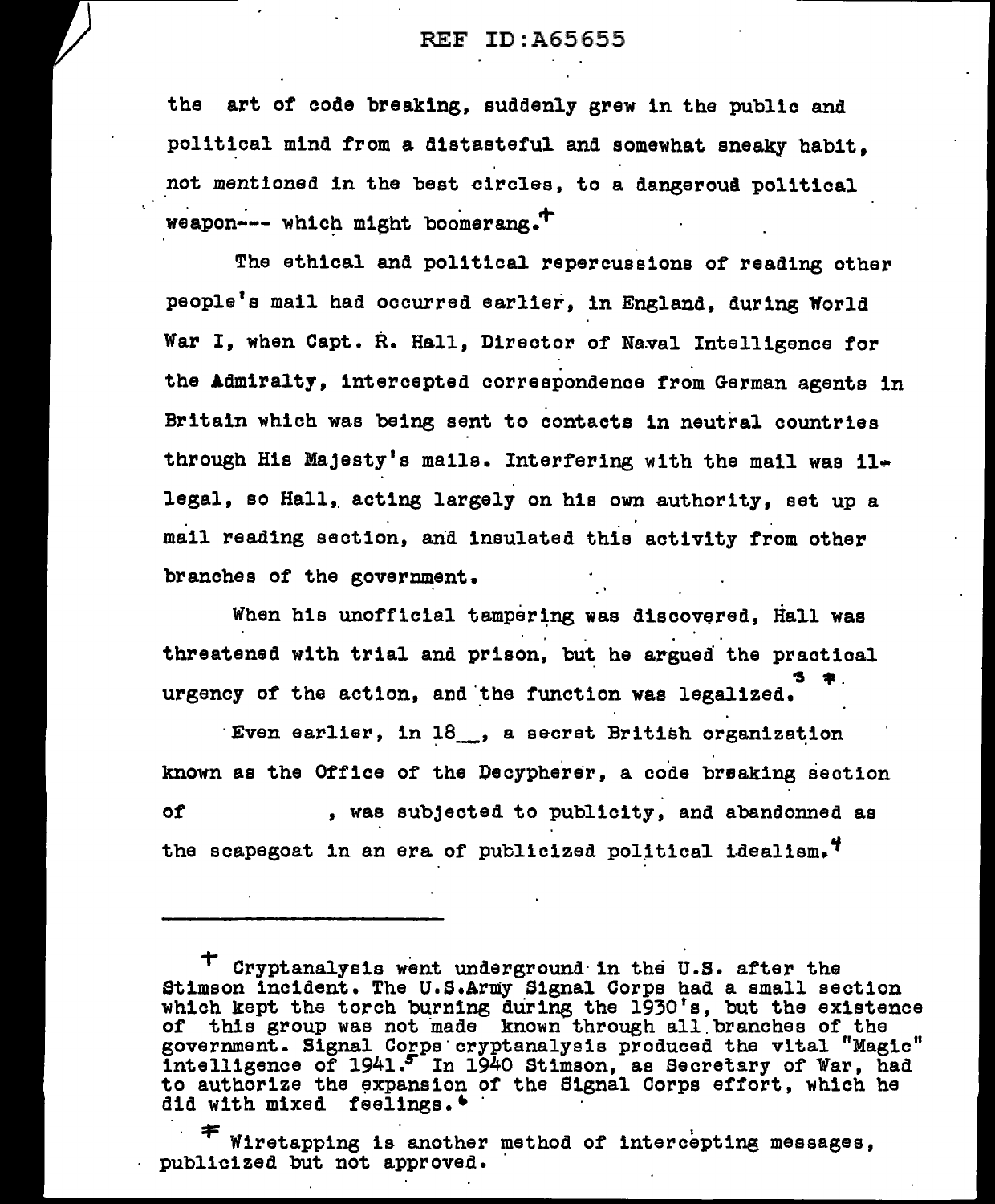the art of code breaking, suddenly grew in the public and political mind from a distasteful and somewhat sneaky habit, not mentioned in the best circles, to a dangerous political weapon--- which might boomerang.+

The ethical and political repercussions of reading other people's mail had occurred earlier, in England, during World War I, when Capt. R. Hall, Director of Naval Intelligence for the Admiralty, intercepted correspondence from German agents in Britain which was being sent to contacts in neutral countries through His Majesty's mails. Interfering with the mail was illegal, so Hall, acting largely on his own authority, set up a mail reading section, and insulated this activity from other branches of the government.

When his unofficial tampering was discovered, Hall was threatened with trial and prison, but he argued the practical urgency of the action, and the function was legalized.[3] ‡

Even earlier, in 18__, a secret British organization known as the Office of the Decypherer, a code breaking section of , was subjected to publicity, and abandonned as the scapegoat in an era of publicized political idealism.[4]

---

+ Cryptanalysis went underground in the U.S. after the Stimson incident. The U.S.Army Signal Corps had a small section which kept the torch burning during the 1930's, but the existence of this group was not made known through all branches of the government. Signal Corps cryptanalysis produced the vital "Magic" intelligence of 1941.[5] In 1940 Stimson, as Secretary of War, had to authorize the expansion of the Signal Corps effort, which he did with mixed feelings.[6]

‡ Wiretapping is another method of intercepting messages, publicized but not approved.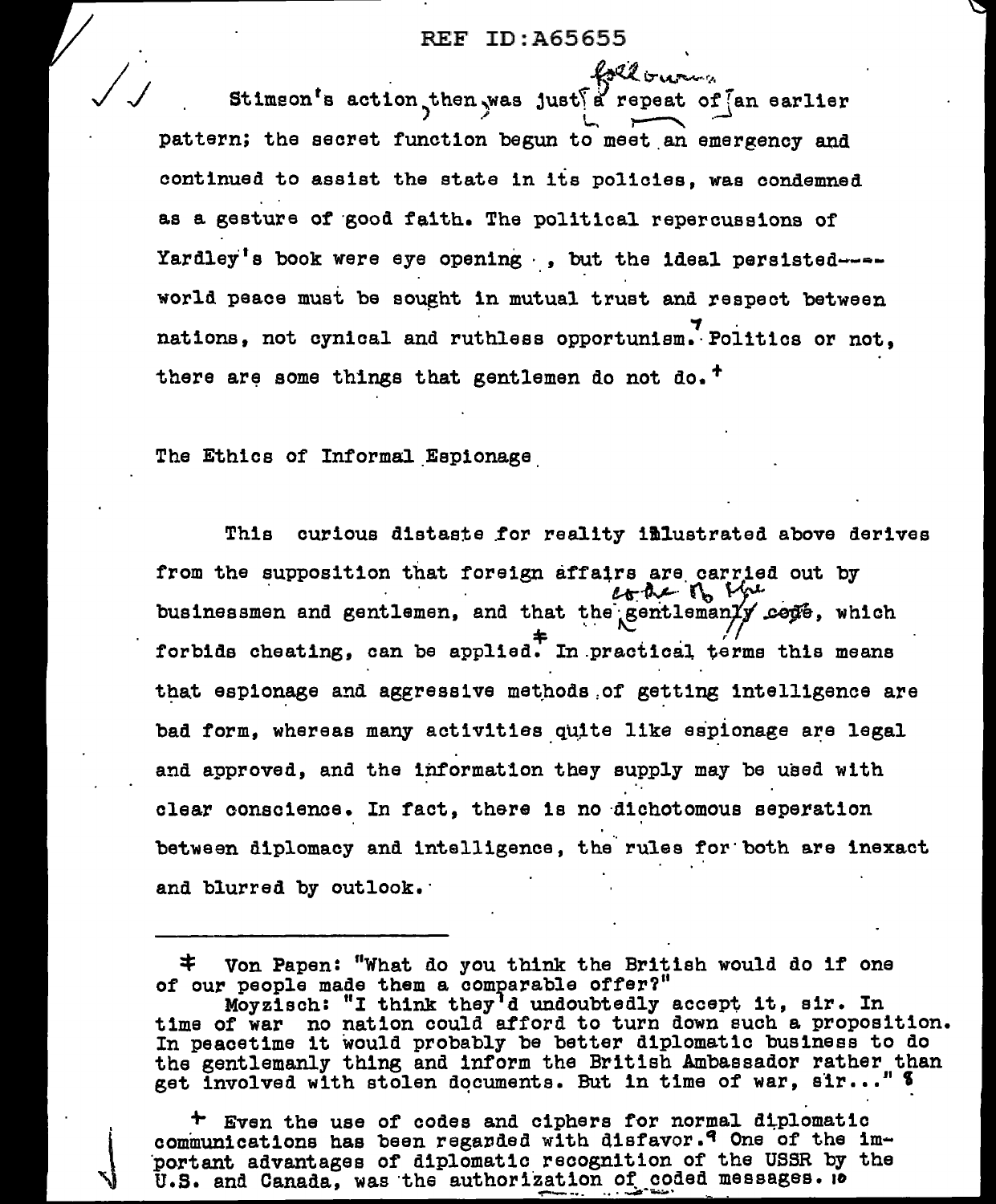REF ID:A65655

Stimson's action, then, was just following a repeat of an earlier pattern; the secret function begun to meet an emergency and continued to assist the state in its policies, was condemned as a gesture of good faith. The political repercussions of Yardley's book were eye opening , but the ideal persisted---- world peace must be sought in mutual trust and respect between nations, not cynical and ruthless opportunism.[7] Politics or not, there are some things that gentlemen do not do.[+]

## The Ethics of Informal Espionage

This curious distaste for reality illustrated above derives from the supposition that foreign affairs are carried out by businessmen and gentlemen, and that the code of the gentlemanly code, which forbids cheating, can be applied.[‡] In practical terms this means that espionage and aggressive methods of getting intelligence are bad form, whereas many activities quite like espionage are legal and approved, and the information they supply may be used with clear conscience. In fact, there is no dichotomous seperation between diplomacy and intelligence, the rules for both are inexact and blurred by outlook.

---

‡ Von Papen: "What do you think the British would do if one of our people made them a comparable offer?"
Moyzisch: "I think they'd undoubtedly accept it, sir. In time of war no nation could afford to turn down such a proposition. In peacetime it would probably be better diplomatic business to do the gentlemanly thing and inform the British Ambassador rather than get involved with stolen documents. But in time of war, sir..." [8]

+ Even the use of codes and ciphers for normal diplomatic communications has been regarded with disfavor.[9] One of the important advantages of diplomatic recognition of the USSR by the U.S. and Canada, was the authorization of coded messages.[10]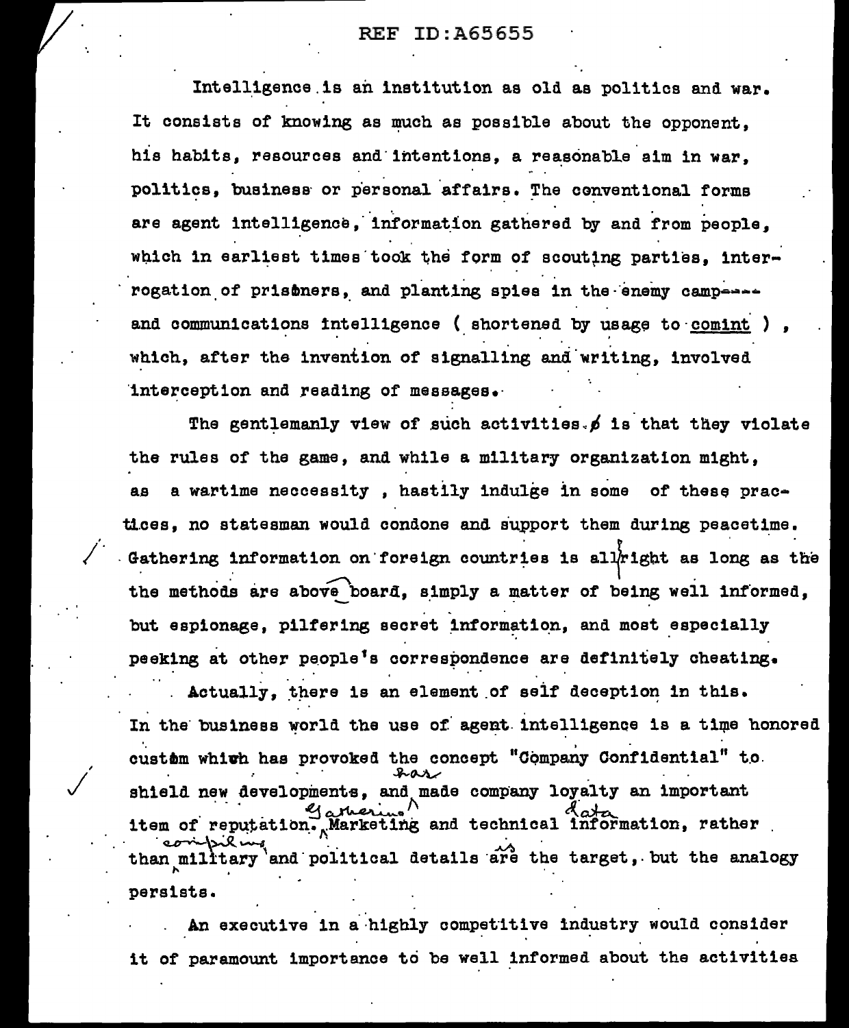Intelligence is an institution as old as politics and war. It consists of knowing as much as possible about the opponent, his habits, resources and intentions, a reasonable aim in war, politics, business or personal affairs. The conventional forms are agent intelligence, information gathered by and from people, which in earliest times took the form of scouting parties, interrogation of prisoners, and planting spies in the enemy camp---- and communications intelligence ( shortened by usage to comint ), which, after the invention of signalling and writing, involved interception and reading of messages.

The gentlemanly view of such activities is that they violate the rules of the game, and while a military organization might, as a wartime neccessity , hastily indulge in some of these practices, no statesman would condone and support them during peacetime. Gathering information on foreign countries is all right as long as the the methods are above board, simply a matter of being well informed, but espionage, pilfering secret information, and most especially peeking at other people's correspondence are definitely cheating.

Actually, there is an element of self deception in this. In the business world the use of agent intelligence is a time honored custom which has provoked the concept "Company Confidential" to shield new developments, and made company loyalty an important item of reputation. Marketing and technical information, rather than military and political details are the target, but the analogy persists.

An executive in a highly competitive industry would consider it of paramount importance to be well informed about the activities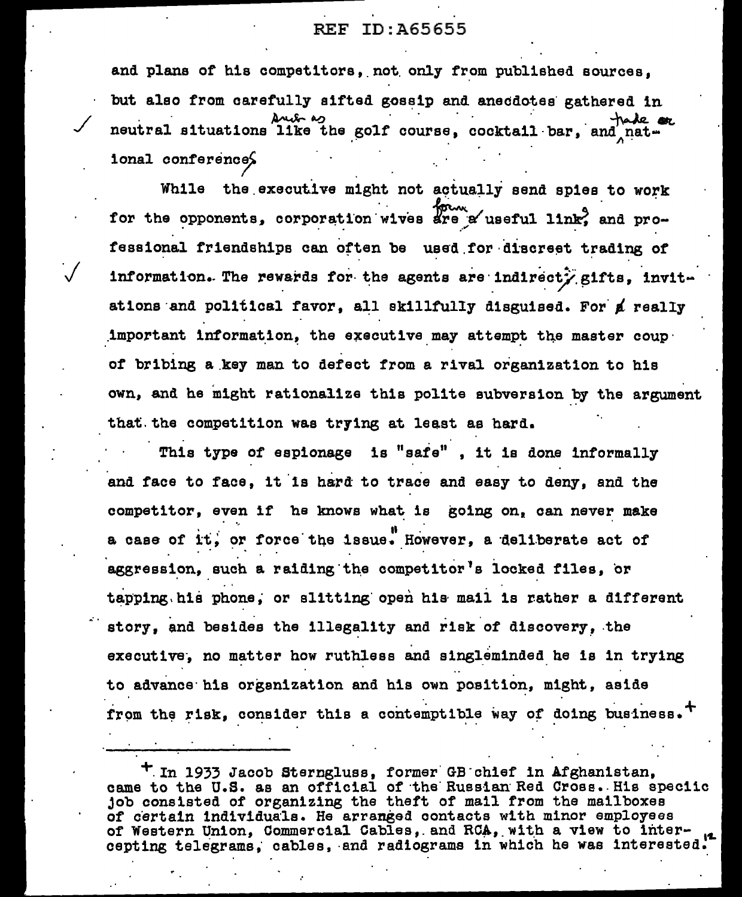and plans of his competitors, not only from published sources, but also from carefully sifted gossip and anecdotes gathered in neutral situations like the golf course, cocktail bar, and national conference.

While the executive might not actually send spies to work for the opponents, corporation wives are a useful link, and professional friendships can often be used for discreet trading of information. The rewards for the agents are indirect; gifts, invitations and political favor, all skillfully disguised. For really important information, the executive may attempt the master coup of bribing a key man to defect from a rival organization to his own, and he might rationalize this polite subversion by the argument that the competition was trying at least as hard.

This type of espionage is "safe", it is done informally and face to face, it is hard to trace and easy to deny, and the competitor, even if he knows what is going on, can never make a case of it, or force the issue." However, a deliberate act of aggression, such a raiding the competitor's locked files, or tapping his phone, or slitting open his mail is rather a different story, and besides the illegality and risk of discovery, the executive, no matter how ruthless and singleminded he is in trying to advance his organization and his own position, might, aside from the risk, consider this a contemptible way of doing business.+

---

+ In 1933 Jacob Sterngluss, former GB chief in Afghanistan, came to the U.S. as an official of the Russian Red Cross. His specic job consisted of organizing the theft of mail from the mailboxes of certain individuals. He arranged contacts with minor employees of Western Union, Commercial Cables, and RCA, with a view to intercepting telegrams, cables, and radiograms in which he was interested.[12]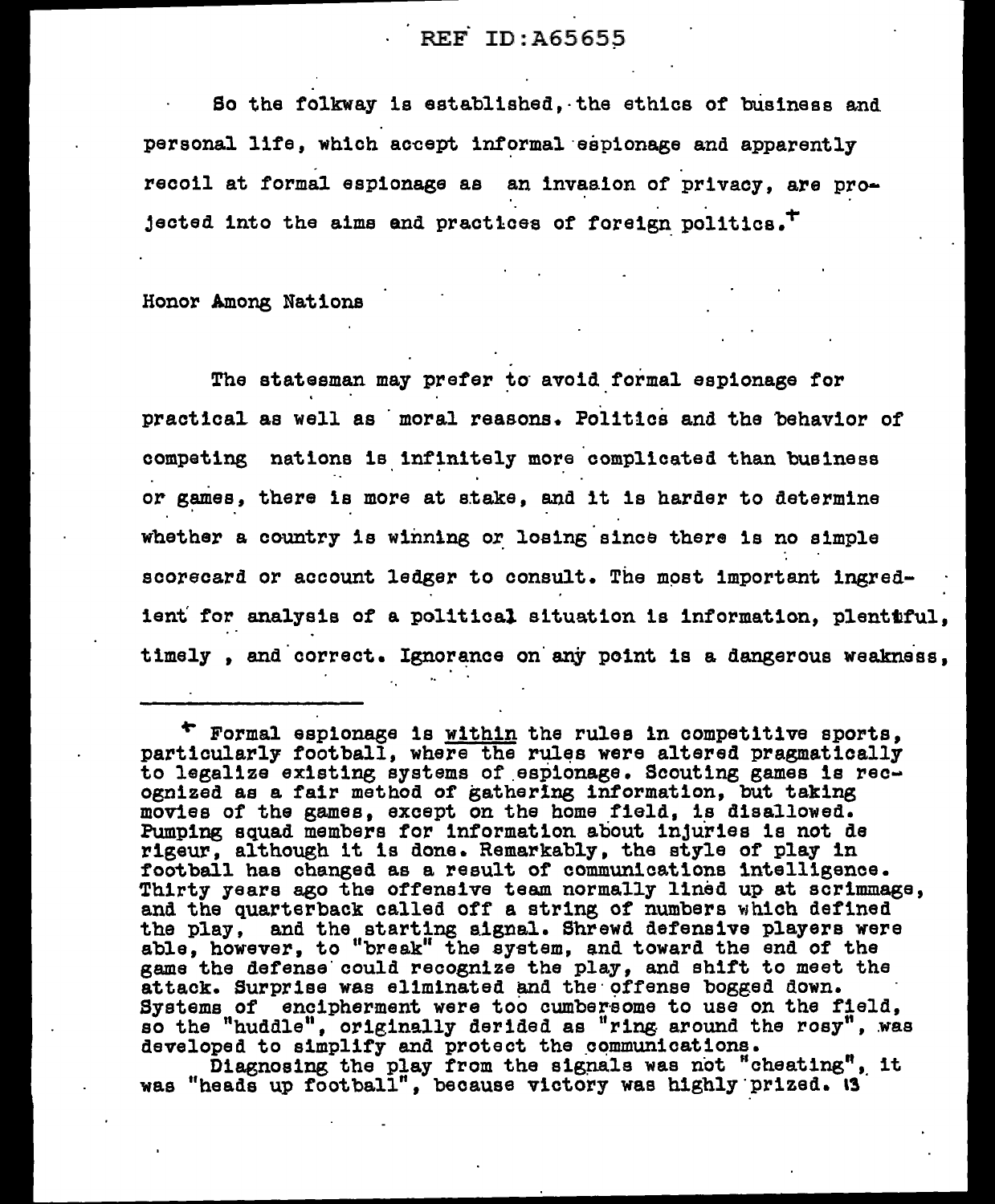So the folkway is established, the ethics of business and personal life, which accept informal espionage and apparently recoil at formal espionage as an invasion of privacy, are projected into the aims and practices of foreign politics.+

## Honor Among Nations

The statesman may prefer to avoid formal espionage for practical as well as moral reasons. Politics and the behavior of competing nations is infinitely more complicated than business or games, there is more at stake, and it is harder to determine whether a country is winning or losing since there is no simple scorecard or account ledger to consult. The most important ingredient for analysis of a political situation is information, plentiful, timely, and correct. Ignorance on any point is a dangerous weakness,

---

+ Formal espionage is <u>within</u> the rules in competitive sports, particularly football, where the rules were altered pragmatically to legalize existing systems of espionage. Scouting games is recognized as a fair method of gathering information, but taking movies of the games, except on the home field, is disallowed. Pumping squad members for information about injuries is not de rigeur, although it is done. Remarkably, the style of play in football has changed as a result of communications intelligence. Thirty years ago the offensive team normally lined up at scrimmage, and the quarterback called off a string of numbers which defined the play, and the starting signal. Shrewd defensive players were able, however, to "break" the system, and toward the end of the game the defense could recognize the play, and shift to meet the attack. Surprise was eliminated and the offense bogged down. Systems of encipherment were too cumbersome to use on the field, so the "huddle", originally derided as "ring around the rosy", was developed to simplify and protect the communications.

Diagnosing the play from the signals was not "cheating", it was "heads up football", because victory was highly prized.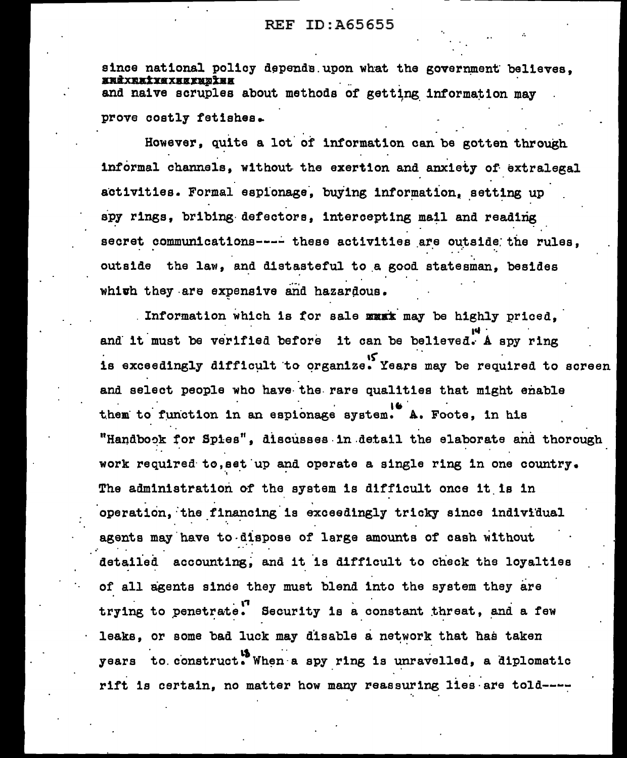since national policy depends upon what the government believes, ~~and naive scruples~~ and naive scruples about methods of getting information may prove costly fetishes.

However, quite a lot of information can be gotten through informal channels, without the exertion and anxiety of extralegal activities. Formal espionage, buying information, setting up spy rings, bribing defectors, intercepting mail and reading secret communications---- these activities are outside the rules, outside the law, and distasteful to a good statesman, besides which they are expensive and hazardous.

Information which is for sale ~~must~~ may be highly priced, and it must be verified before it can be believed.[14] A spy ring is exceedingly difficult to organize.[15] Years may be required to screen and select people who have the rare qualities that might enable them to function in an espionage system.[16] A. Foote, in his "Handbook for Spies", discusses in detail the elaborate and thorough work required to set up and operate a single ring in one country. The administration of the system is difficult once it is in operation, the financing is exceedingly tricky since individual agents may have to dispose of large amounts of cash without detailed accounting, and it is difficult to check the loyalties of all agents since they must blend into the system they are trying to penetrate.[17] Security is a constant threat, and a few leaks, or some bad luck may disable a network that has taken years to construct.[18] When a spy ring is unravelled, a diplomatic rift is certain, no matter how many reassuring lies are told----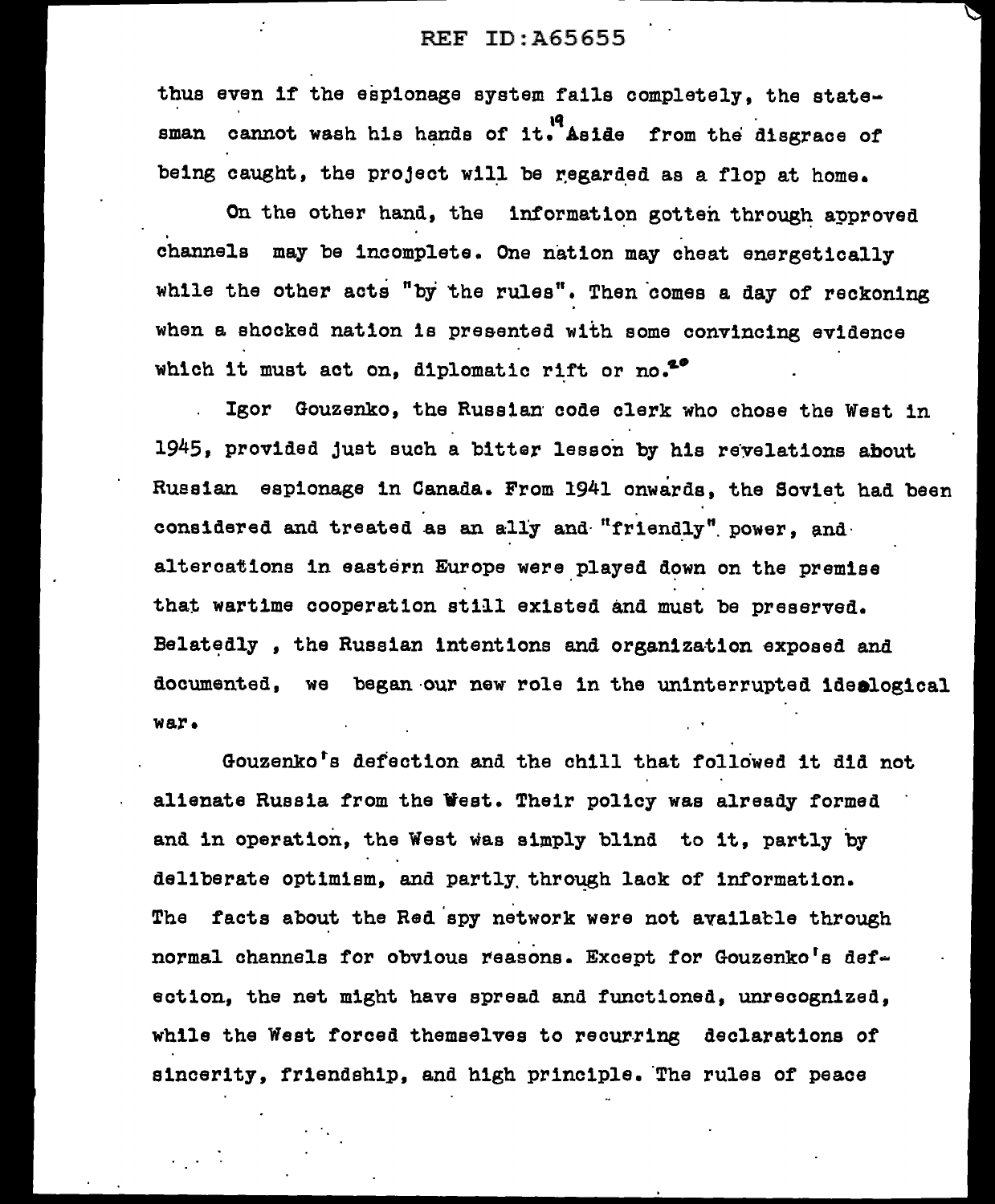thus even if the espionage system fails completely, the statesman cannot wash his hands of it.[19] Aside from the disgrace of being caught, the project will be regarded as a flop at home.

On the other hand, the information gotten through approved channels may be incomplete. One nation may cheat energetically while the other acts "by the rules". Then comes a day of reckoning when a shocked nation is presented with some convincing evidence which it must act on, diplomatic rift or no.[20]

Igor Gouzenko, the Russian code clerk who chose the West in 1945, provided just such a bitter lesson by his revelations about Russian espionage in Canada. From 1941 onwards, the Soviet had been considered and treated as an ally and "friendly" power, and altercations in eastern Europe were played down on the premise that wartime cooperation still existed and must be preserved. Belatedly , the Russian intentions and organization exposed and documented, we began our new role in the uninterrupted ideological war.

Gouzenko's defection and the chill that followed it did not alienate Russia from the West. Their policy was already formed and in operation, the West was simply blind to it, partly by deliberate optimism, and partly through lack of information. The facts about the Red spy network were not available through normal channels for obvious reasons. Except for Gouzenko's defection, the net might have spread and functioned, unrecognized, while the West forced themselves to recurring declarations of sincerity, friendship, and high principle. The rules of peace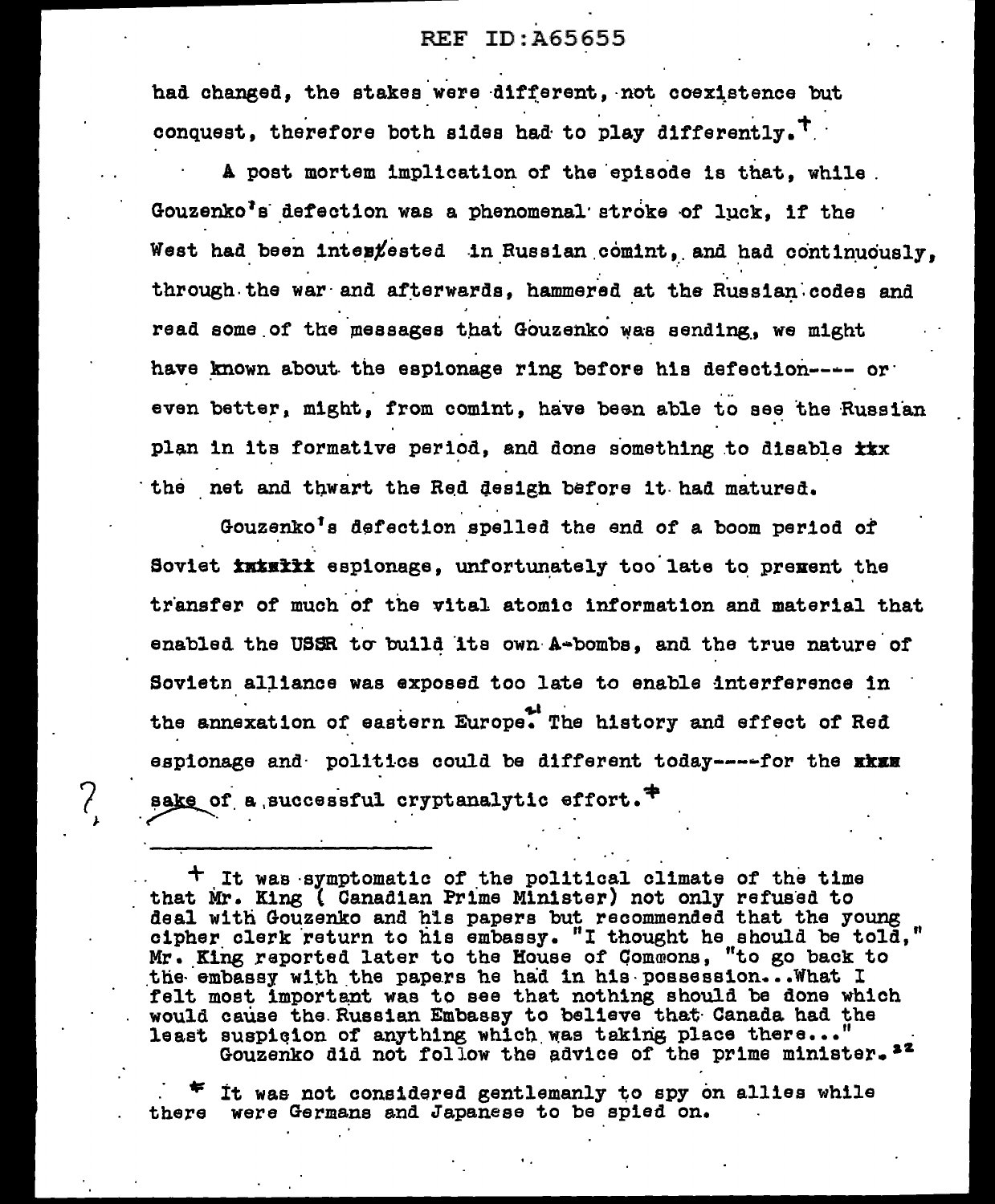had changed, the stakes were different, not coexistence but conquest, therefore both sides had to play differently.†

A post mortem implication of the episode is that, while Gouzenko's defection was a phenomenal stroke of luck, if the West had been intes/ested in Russian comint, and had continuously, through the war and afterwards, hammered at the Russian codes and read some of the messages that Gouzenko was sending, we might have known about the espionage ring before his defection---- or even better, might, from comint, have been able to see the Russian plan in its formative period, and done something to disable ttx the net and thwart the Red desigh before it had matured.

Gouzenko's defection spelled the end of a boom period of Soviet xxxxxxx espionage, unfortunately too late to prexent the transfer of much of the vital atomic information and material that enabled the USSR to build its own A-bombs, and the true nature of Sovietn alliance was exposed too late to enable interference in the annexation of eastern Europe.[21] The history and effect of Red espionage and politics could be different today----for the xxxx sake of a successful cryptanalytic effort.‡

---

† It was symptomatic of the political climate of the time that Mr. King ( Canadian Prime Minister) not only refused to deal with Gouzenko and his papers but recommended that the young cipher clerk return to his embassy. "I thought he should be told," Mr. King reported later to the House of Commons, "to go back to the embassy with the papers he had in his possession...What I felt most important was to see that nothing should be done which would cause the Russian Embassy to believe that Canada had the least suspicion of anything which was taking place there..." Gouzenko did not follow the advice of the prime minister.[22]

‡ It was not considered gentlemanly to spy on allies while there were Germans and Japanese to be spied on.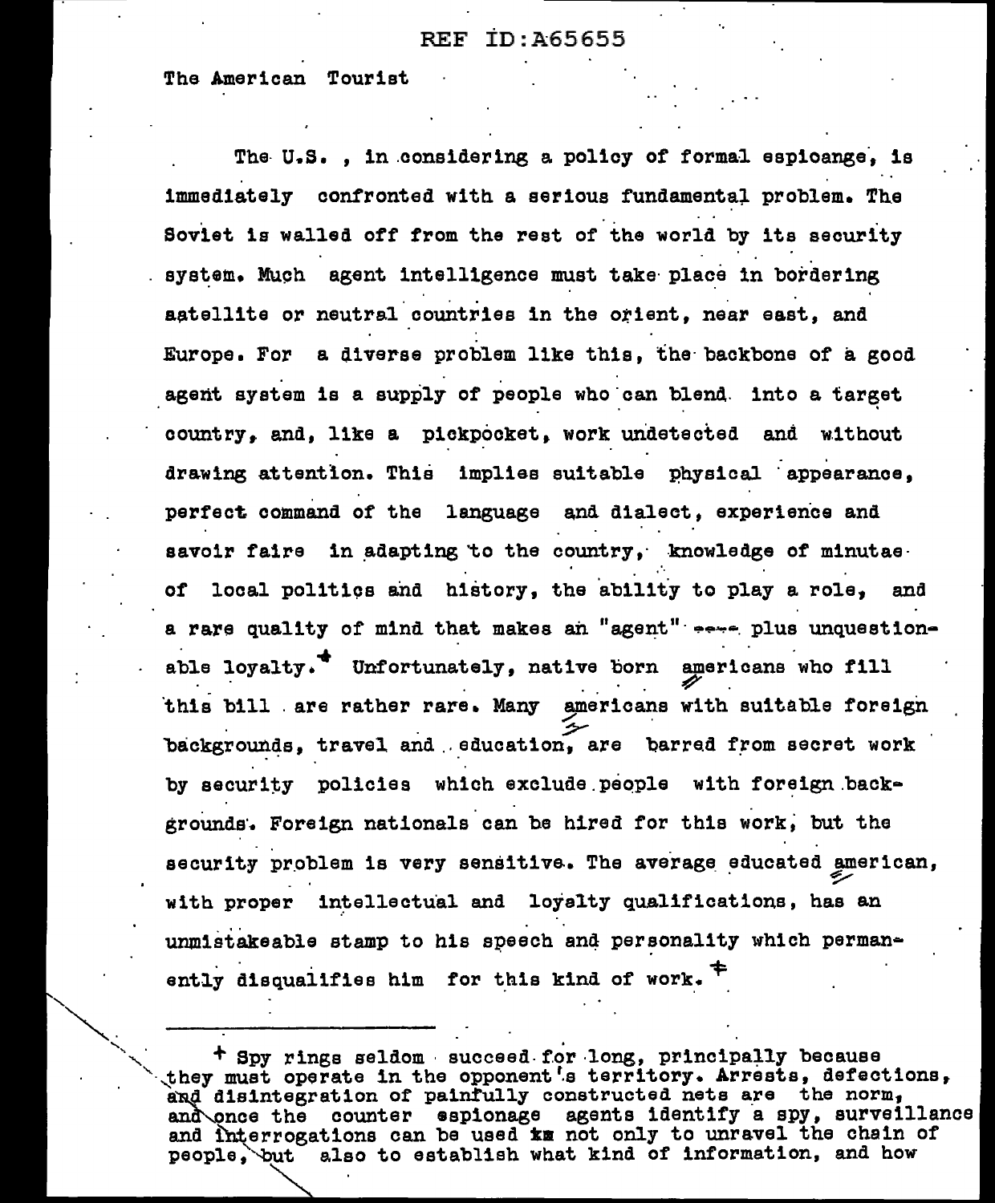The American Tourist

The U.S. , in considering a policy of formal espioange, is immediately confronted with a serious fundamental problem. The Soviet is walled off from the rest of the world by its security system. Much agent intelligence must take place in bordering satellite or neutral countries in the orient, near east, and Europe. For a diverse problem like this, the backbone of a good agent system is a supply of people who can blend into a target country, and, like a pickpocket, work undetected and without drawing attention. This implies suitable physical appearance, perfect command of the language and dialect, experience and savoir faire in adapting to the country, knowledge of minutae of local politics and history, the ability to play a role, and a rare quality of mind that makes an "agent" ---- plus unquestionable loyalty.+ Unfortunately, native born americans who fill this bill are rather rare. Many americans with suitable foreign backgrounds, travel and education, are barred from secret work by security policies which exclude people with foreign backgrounds. Foreign nationals can be hired for this work, but the security problem is very sensitive. The average educated american, with proper intellectual and loyalty qualifications, has an unmistakeable stamp to his speech and personality which permanently disqualifies him for this kind of work. +

---

+ Spy rings seldom succeed for long, principally because they must operate in the opponent's territory. Arrests, defections, and disintegration of painfully constructed nets are the norm, and once the counter espionage agents identify a spy, surveillance and interrogations can be used ~~km~~ not only to unravel the chain of people, but also to establish what kind of information, and how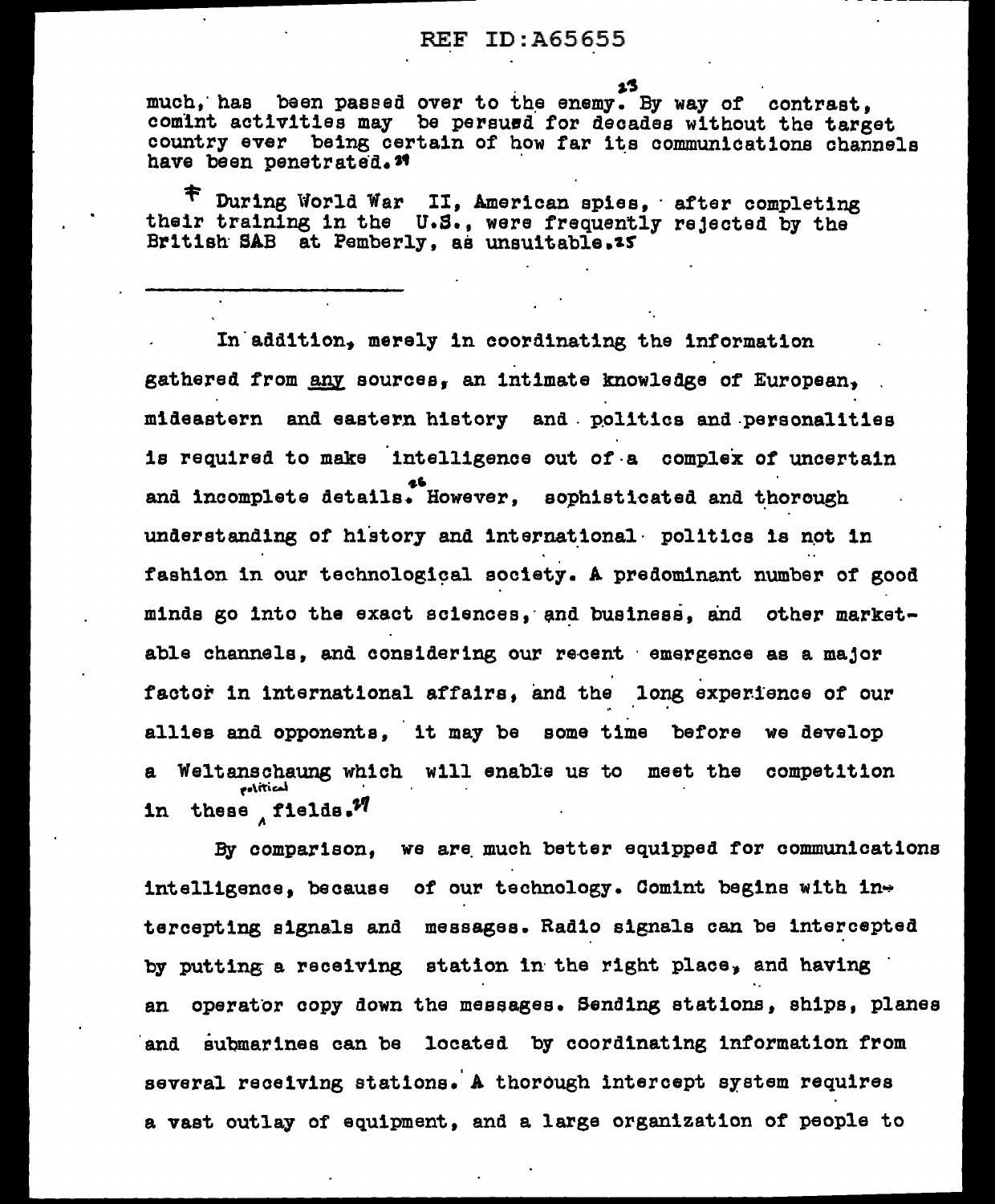much, has been passed over to the enemy.[23] By way of contrast, comint activities may be persued for decades without the target country ever being certain of how far its communications channels have been penetrated.[24]

† During World War II, American spies, after completing their training in the U.S., were frequently rejected by the British SAB at Pemberly, as unsuitable.[25]

---

In addition, merely in coordinating the information gathered from <u>any</u> sources, an intimate knowledge of European, mideastern and eastern history and politics and personalities is required to make intelligence out of a complex of uncertain and incomplete details.[26] However, sophisticated and thorough understanding of history and international politics is not in fashion in our technological society. A predominant number of good minds go into the exact sciences, and business, and other marketable channels, and considering our recent emergence as a major factor in international affairs, and the long experience of our allies and opponents, it may be some time before we develop a Weltanschaung which will enable us to meet the competition in these political fields.[27]

By comparison, we are much better equipped for communications intelligence, because of our technology. Comint begins with intercepting signals and messages. Radio signals can be intercepted by putting a receiving station in the right place, and having an operator copy down the messages. Sending stations, ships, planes and submarines can be located by coordinating information from several receiving stations. A thorough intercept system requires a vast outlay of equipment, and a large organization of people to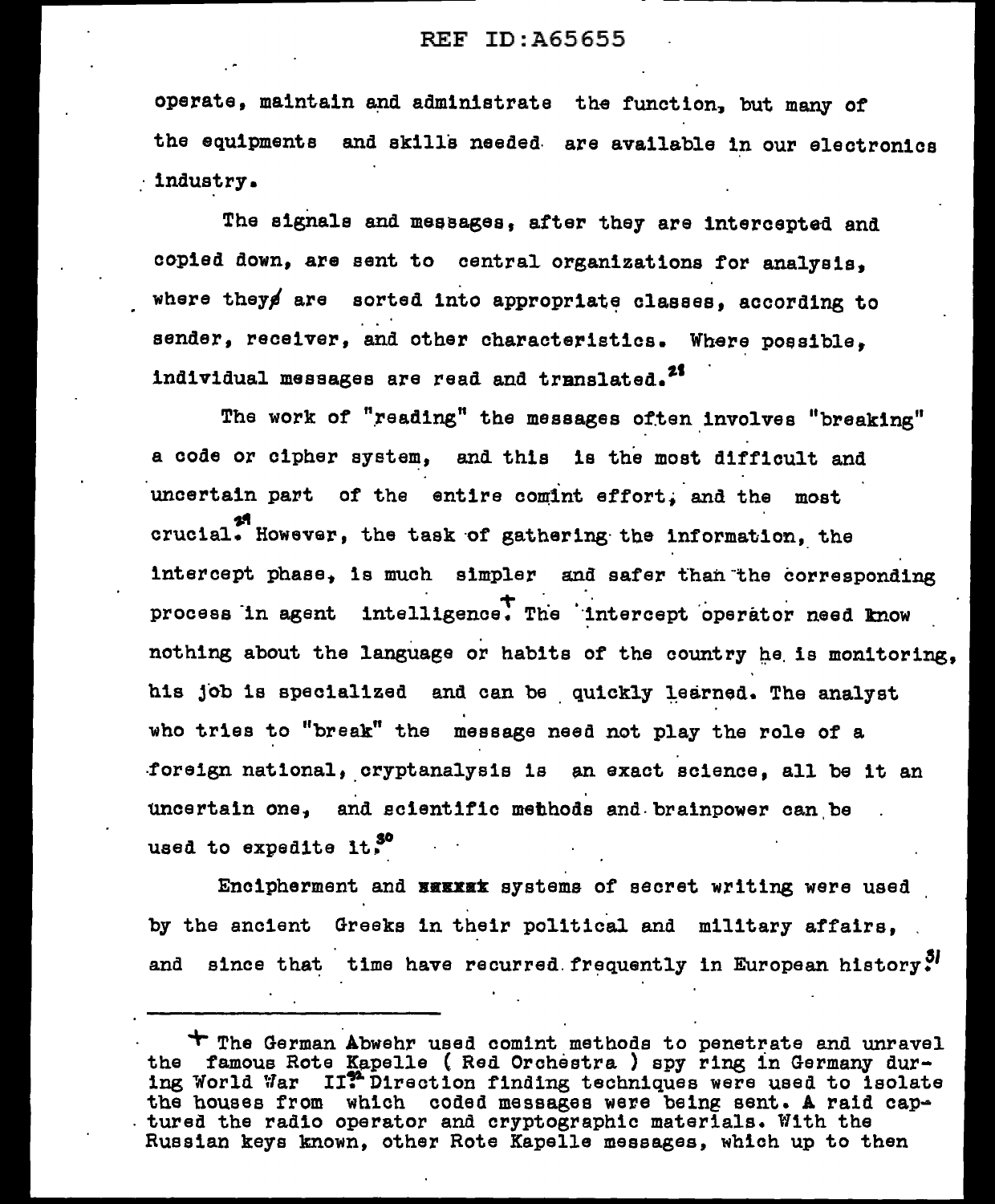operate, maintain and administrate the function, but many of the equipments and skills needed are available in our electronics industry.

The signals and messages, after they are intercepted and copied down, are sent to central organizations for analysis, where they are sorted into appropriate classes, according to sender, receiver, and other characteristics. Where possible, individual messages are read and translated.[28]

The work of "reading" the messages often involves "breaking" a code or cipher system, and this is the most difficult and uncertain part of the entire comint effort, and the most crucial.[29] However, the task of gathering the information, the intercept phase, is much simpler and safer than the corresponding process in agent intelligence.[+] The intercept operator need know nothing about the language or habits of the country he is monitoring, his job is specialized and can be quickly learned. The analyst who tries to "break" the message need not play the role of a foreign national, cryptanalysis is an exact science, all be it an uncertain one, and scientific methods and brainpower can be used to expedite it.[30]

Encipherment and ~~xxxxx~~ systems of secret writing were used by the ancient Greeks in their political and military affairs, and since that time have recurred frequently in European history.[31]

---

[+] The German Abwehr used comint methods to penetrate and unravel the famous Rote Kapelle ( Red Orchestra ) spy ring in Germany during World War II.[32] Direction finding techniques were used to isolate the houses from which coded messages were being sent. A raid captured the radio operator and cryptographic materials. With the Russian keys known, other Rote Kapelle messages, which up to then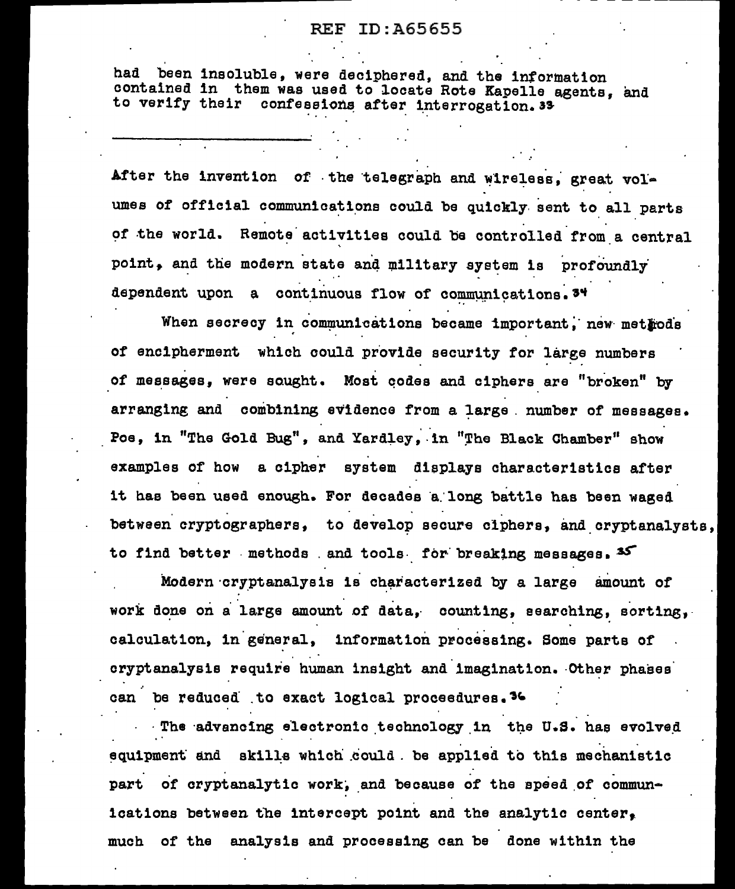had been insoluble, were deciphered, and the information contained in them was used to locate Rote Kapelle agents, and to verify their confessions after interrogation.[33]

---

After the invention of the telegraph and wireless, great volumes of official communications could be quickly sent to all parts of the world. Remote activities could be controlled from a central point, and the modern state and military system is profoundly dependent upon a continuous flow of communications.[34]

When secrecy in communications became important, new methods of encipherment which could provide security for large numbers of messages, were sought. Most codes and ciphers are "broken" by arranging and combining evidence from a large number of messages. Poe, in "The Gold Bug", and Yardley, in "The Black Chamber" show examples of how a cipher system displays characteristics after it has been used enough. For decades a long battle has been waged between cryptographers, to develop secure ciphers, and cryptanalysts, to find better methods and tools for breaking messages.[35]

Modern cryptanalysis is characterized by a large amount of work done on a large amount of data, counting, searching, sorting, calculation, in general, information processing. Some parts of cryptanalysis require human insight and imagination. Other phases can be reduced to exact logical proceedures.[36]

The advancing electronic technology in the U.S. has evolved equipment and skills which could be applied to this mechanistic part of cryptanalytic work, and because of the speed of communications between the intercept point and the analytic center, much of the analysis and processing can be done within the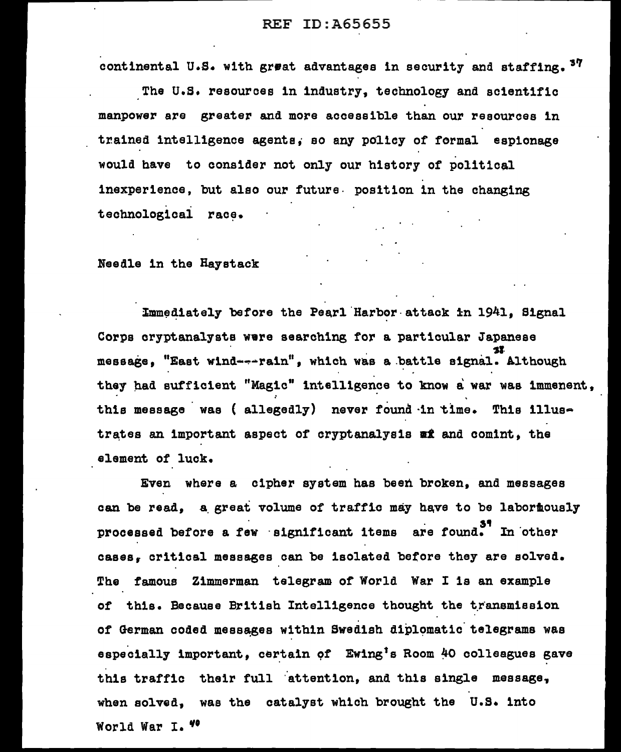continental U.S. with great advantages in security and staffing.[37]

The U.S. resources in industry, technology and scientific manpower are greater and more accessible than our resources in trained intelligence agents, so any policy of formal espionage would have to consider not only our history of political inexperience, but also our future position in the changing technological race.

## Needle in the Haystack

Immediately before the Pearl Harbor attack in 1941, Signal Corps cryptanalysts were searching for a particular Japanese message, "East wind---rain", which was a battle signal.[38] Although they had sufficient "Magic" intelligence to know a war was immenent, this message was ( allegedly) never found in time. This illustrates an important aspect of cryptanalysis ~~af~~ and comint, the element of luck.

Even where a cipher system has been broken, and messages can be read, a great volume of traffic may have to be laborhously processed before a few significant items are found.[39] In other cases, critical messages can be isolated before they are solved. The famous Zimmerman telegram of World War I is an example of this. Because British Intelligence thought the transmission of German coded messages within Swedish diplomatic telegrams was especially important, certain of Ewing's Room 40 colleagues gave this traffic their full attention, and this single message, when solved, was the catalyst which brought the U.S. into World War I.[40]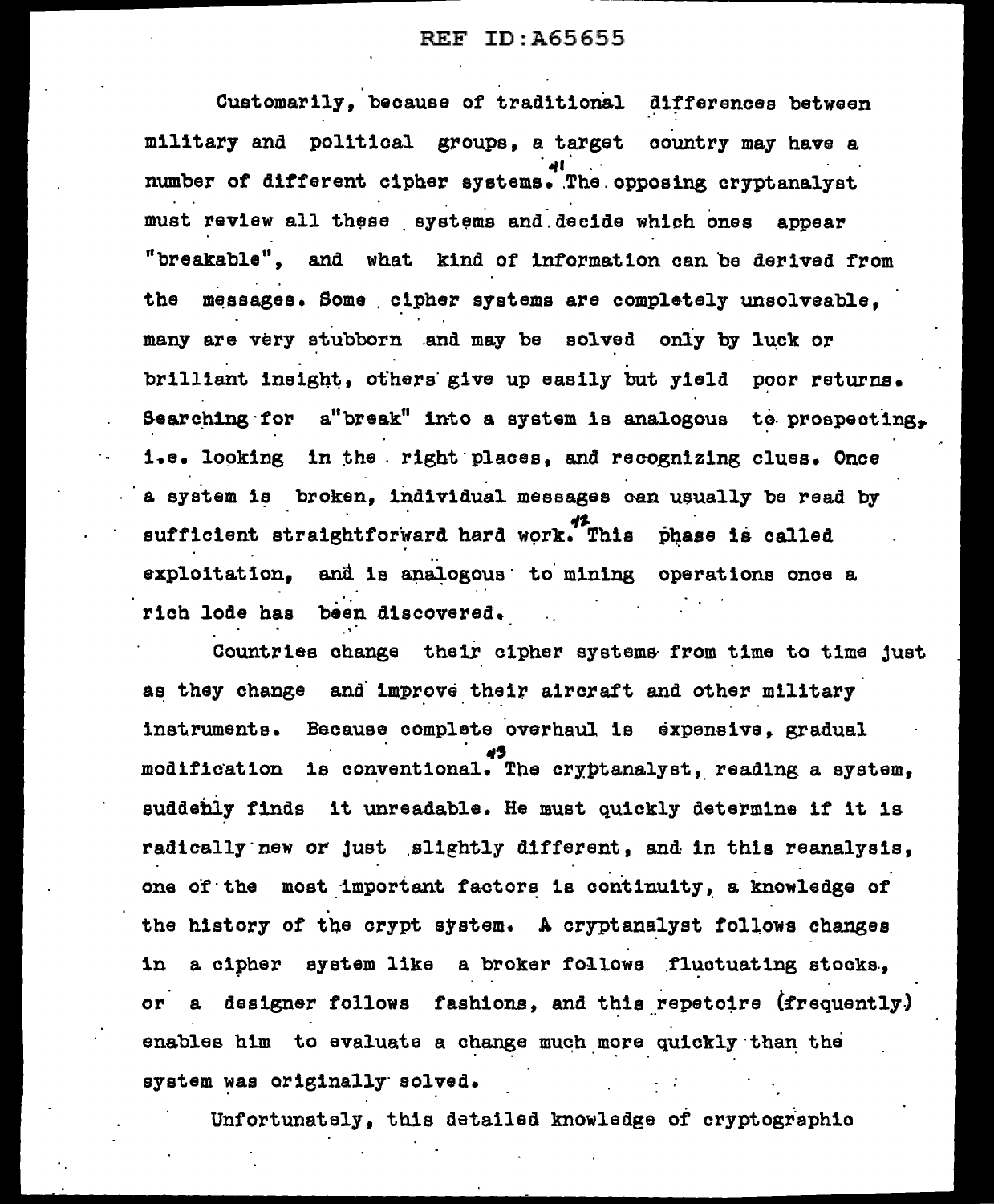Customarily, because of traditional differences between military and political groups, a target country may have a number of different cipher systems.[41] The opposing cryptanalyst must review all these systems and decide which ones appear "breakable", and what kind of information can be derived from the messages. Some cipher systems are completely unsolveable, many are very stubborn and may be solved only by luck or brilliant insight, others give up easily but yield poor returns. Searching for a "break" into a system is analogous to prospecting, i.e. looking in the right places, and recognizing clues. Once a system is broken, individual messages can usually be read by sufficient straightforward hard work.[42] This phase is called exploitation, and is analogous to mining operations once a rich lode has been discovered.

Countries change their cipher systems from time to time just as they change and improve their aircraft and other military instruments. Because complete overhaul is expensive, gradual modification is conventional.[43] The cryptanalyst, reading a system, suddenly finds it unreadable. He must quickly determine if it is radically new or just slightly different, and in this reanalysis, one of the most important factors is continuity, a knowledge of the history of the crypt system. A cryptanalyst follows changes in a cipher system like a broker follows fluctuating stocks, or a designer follows fashions, and this repetoire (frequently) enables him to evaluate a change much more quickly than the system was originally solved.

Unfortunately, this detailed knowledge of cryptographic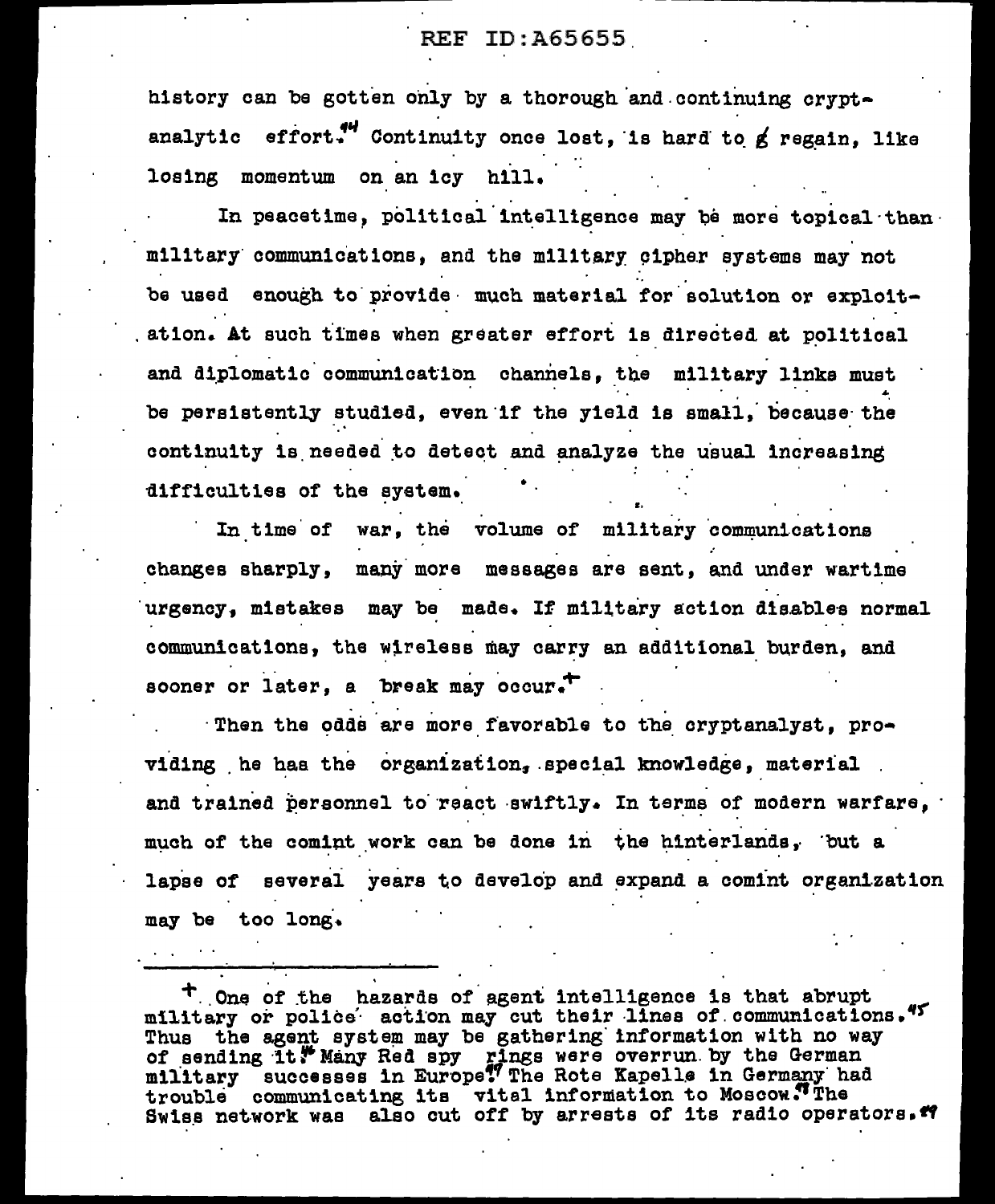history can be gotten only by a thorough and continuing cryptanalytic effort.[44] Continuity once lost, is hard to regain, like losing momentum on an icy hill.

In peacetime, political intelligence may be more topical than military communications, and the military cipher systems may not be used enough to provide much material for solution or exploitation. At such times when greater effort is directed at political and diplomatic communication channels, the military links must be persistently studied, even if the yield is small, because the continuity is needed to detect and analyze the usual increasing difficulties of the system.

In time of war, the volume of military communications changes sharply, many more messages are sent, and under wartime urgency, mistakes may be made. If military action disables normal communications, the wireless may carry an additional burden, and sooner or later, a break may occur.+

Then the odds are more favorable to the cryptanalyst, providing he has the organization, special knowledge, material and trained personnel to react swiftly. In terms of modern warfare, much of the comint work can be done in the hinterlands, but a lapse of several years to develop and expand a comint organization may be too long.

---

+ One of the hazards of agent intelligence is that abrupt military or police action may cut their lines of communications.[45] Thus the agent system may be gathering information with no way of sending it.[46] Many Red spy rings were overrun by the German military successes in Europe.[47] The Rote Kapelle in Germany had trouble communicating its vital information to Moscow.[48] The Swiss network was also cut off by arrests of its radio operators.[49]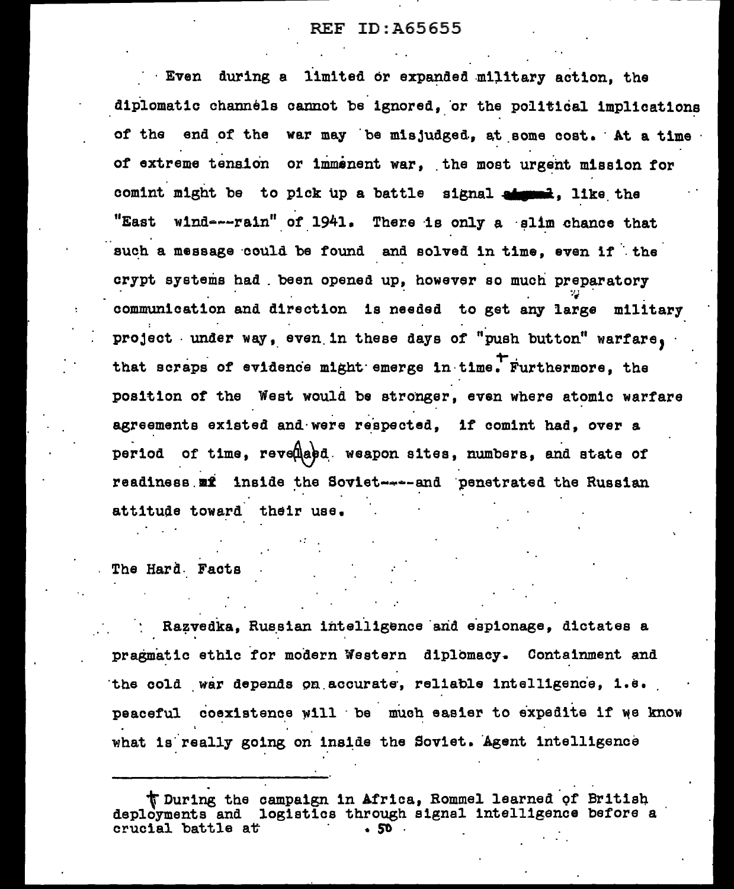Even during a limited or expanded military action, the diplomatic channels cannot be ignored, or the political implications of the end of the war may be misjudged, at some cost. At a time of extreme tension or immenent war, the most urgent mission for comint might be to pick up a battle signal, like the "East wind---rain" of 1941. There is only a slim chance that such a message could be found and solved in time, even if the crypt systems had been opened up, however so much preparatory communication and direction is needed to get any large military project under way, even in these days of "push button" warfare, that scraps of evidence might emerge in time.† Furthermore, the position of the West would be stronger, even where atomic warfare agreements existed and were respected, if comint had, over a period of time, revealed weapon sites, numbers, and state of readiness inside the Soviet----and penetrated the Russian attitude toward their use.

## The Hard Facts

Razvedka, Russian intelligence and espionage, dictates a pragmatic ethic for modern Western diplomacy. Containment and the cold war depends on accurate, reliable intelligence, i.e. peaceful coexistence will be much easier to expedite if we know what is really going on inside the Soviet. Agent intelligence

---

† During the campaign in Africa, Rommel learned of British deployments and logistics through signal intelligence before a crucial battle at .50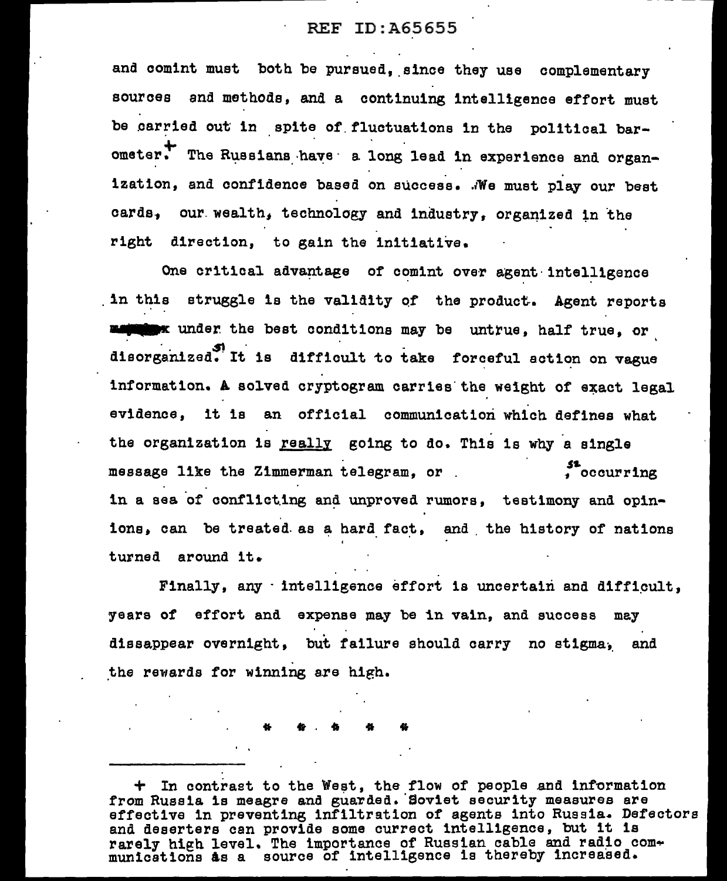and comint must both be pursued, since they use complementary sources and methods, and a continuing intelligence effort must be carried out in spite of fluctuations in the political barometer.+ The Russians have a long lead in experience and organization, and confidence based on success. We must play our best cards, our wealth, technology and industry, organized in the right direction, to gain the initiative.

One critical advantage of comint over agent intelligence in this struggle is the validity of the product. Agent reports ~~ma~~ under the best conditions may be untrue, half true, or disorganized.[51] It is difficult to take forceful action on vague information. A solved cryptogram carries the weight of exact legal evidence, it is an official communication which defines what the organization is _really_ going to do. This is why a single message like the Zimmerman telegram, or ,[52] occurring in a sea of conflicting and unproved rumors, testimony and opinions, can be treated as a hard fact, and the history of nations turned around it.

Finally, any intelligence effort is uncertain and difficult, years of effort and expense may be in vain, and success may dissappear overnight, but failure should carry no stigma, and the rewards for winning are high.

\* \* \* \* \*

---

+ In contrast to the West, the flow of people and information from Russia is meagre and guarded. Soviet security measures are effective in preventing infiltration of agents into Russia. Defectors and deserters can provide some currect intelligence, but it is rarely high level. The importance of Russian cable and radio communications as a source of intelligence is thereby increased.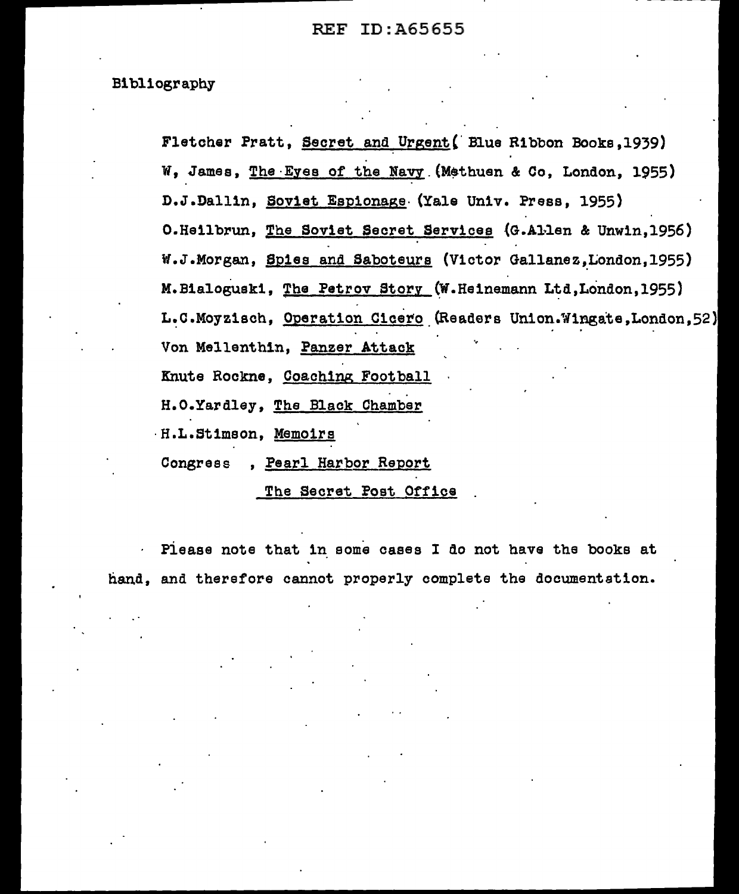REF ID:A65655

## Bibliography

Fletcher Pratt, Secret and Urgent ( Blue Ribbon Books,1939)

W, James, The Eyes of the Navy (Methuen & Co, London, 1955)

D.J.Dallin, Soviet Espionage (Yale Univ. Press, 1955)

O.Heilbrun, The Soviet Secret Services (G.Allen & Unwin,1956)

W.J.Morgan, Spies and Saboteurs (Victor Gallanez,London,1955)

M.Bialoguski, The Petrov Story (W.Heinemann Ltd,London,1955)

L.C.Moyzisch, Operation Cicero (Readers Union.Wingate,London,52)

Von Mellenthin, Panzer Attack

Knute Rockne, Coaching Football

H.O.Yardley, The Black Chamber

H.L.Stimson, Memoirs

Congress , Pearl Harbor Report

The Secret Post Office

Please note that in some cases I do not have the books at hand, and therefore cannot properly complete the documentation.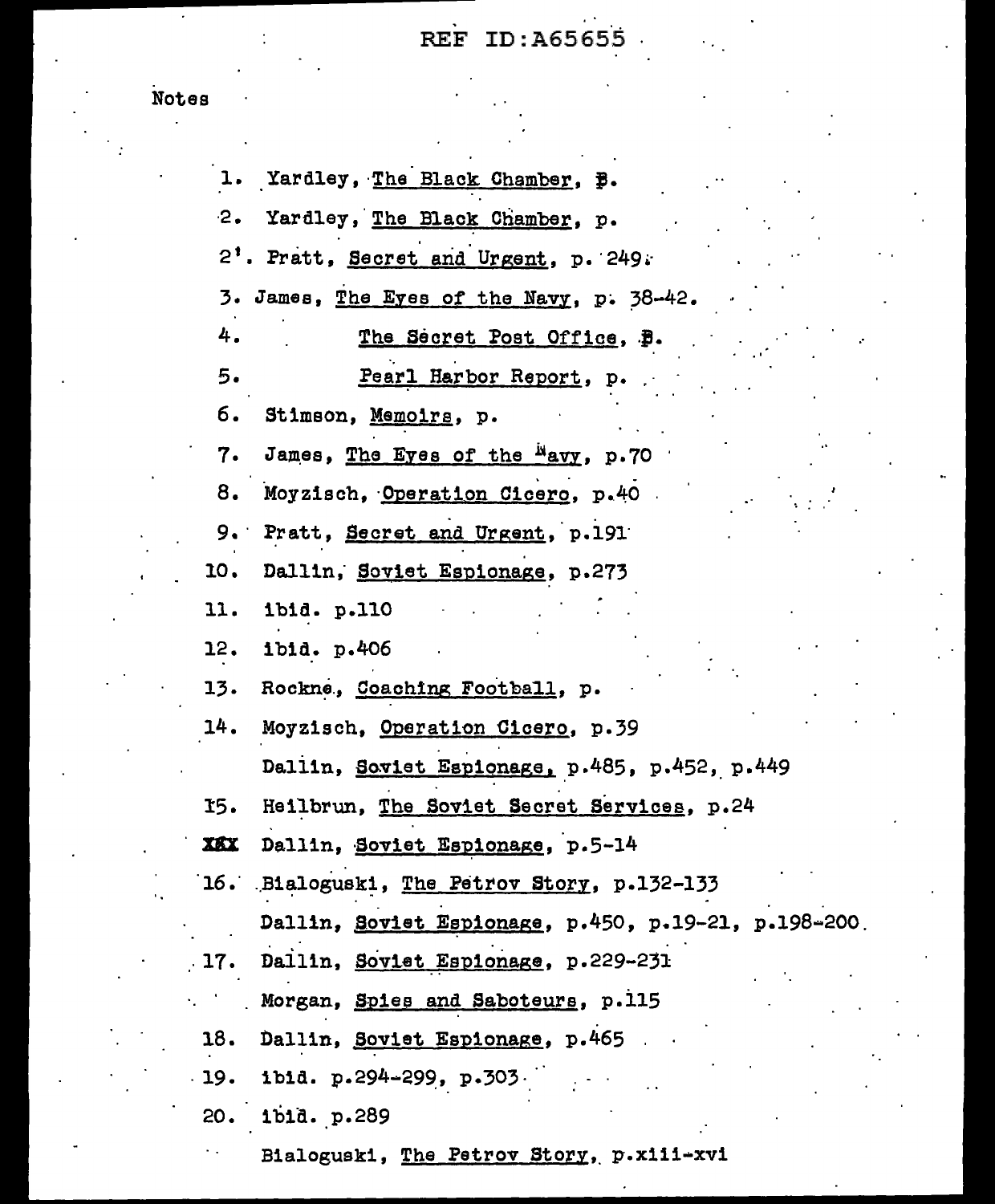Notes

1. Yardley, The Black Chamber, p.
2. Yardley, The Black Chamber, p.

2'. Pratt, Secret and Urgent, p. 249.

3. James, The Eyes of the Navy, p. 38-42.
4. The Secret Post Office, p.
5. Pearl Harbor Report, p.
6. Stimson, Memoirs, p.
7. James, The Eyes of the Navy, p.70
8. Moyzisch, Operation Cicero, p.40
9. Pratt, Secret and Urgent, p.191
10. Dallin, Soviet Espionage, p.273
11. ibid. p.110
12. ibid. p.406
13. Rockne, Coaching Football, p.
14. Moyzisch, Operation Cicero, p.39

    Dallin, Soviet Espionage, p.485, p.452, p.449

15. Heilbrun, The Soviet Secret Services, p.24

XXX Dallin, Soviet Espionage, p.5-14

16. Bialoguski, The Petrov Story, p.132-133

    Dallin, Soviet Espionage, p.450, p.19-21, p.198-200

17. Dallin, Soviet Espionage, p.229-231

    Morgan, Spies and Saboteurs, p.115

18. Dallin, Soviet Espionage, p.465
19. ibid. p.294-299, p.303
20. ibid. p.289

    Bialoguski, The Petrov Story, p.xiii-xvi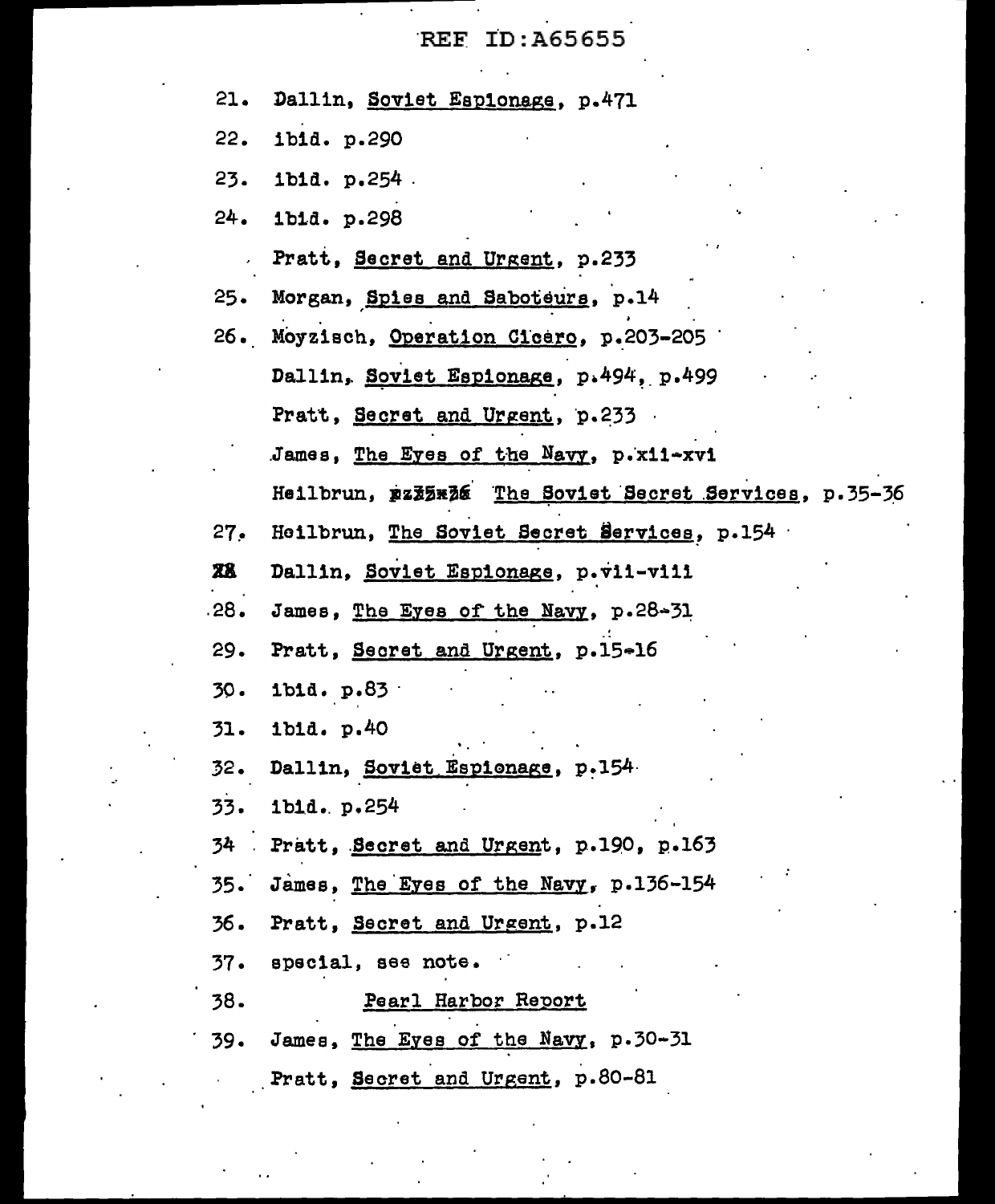REF ID:A65655

21. Dallin, Soviet Espionage, p.471
22. ibid. p.290
23. ibid. p.254
24. ibid. p.298

    Pratt, Secret and Urgent, p.233

25. Morgan, Spies and Saboteurs, p.14
26. Moyzisch, Operation Cicero, p.203-205

    Dallin, Soviet Espionage, p.494, p.499

    Pratt, Secret and Urgent, p.233

    James, The Eyes of the Navy, p.xii-xvi

    Heilbrun, ~~pz35x36~~ The Soviet Secret Services, p.35-36

27. Heilbrun, The Soviet Secret Services, p.154

~~28~~ Dallin, Soviet Espionage, p.vii-viii

28. James, The Eyes of the Navy, p.28-31
29. Pratt, Secret and Urgent, p.15-16
30. ibid. p.83
31. ibid. p.40
32. Dallin, Soviet Espionage, p.154
33. ibid. p.254
34. Pratt, Secret and Urgent, p.190, p.163
35. James, The Eyes of the Navy, p.136-154
36. Pratt, Secret and Urgent, p.12
37. special, see note.
38. Pearl Harbor Report
39. James, The Eyes of the Navy, p.30-31

    Pratt, Secret and Urgent, p.80-81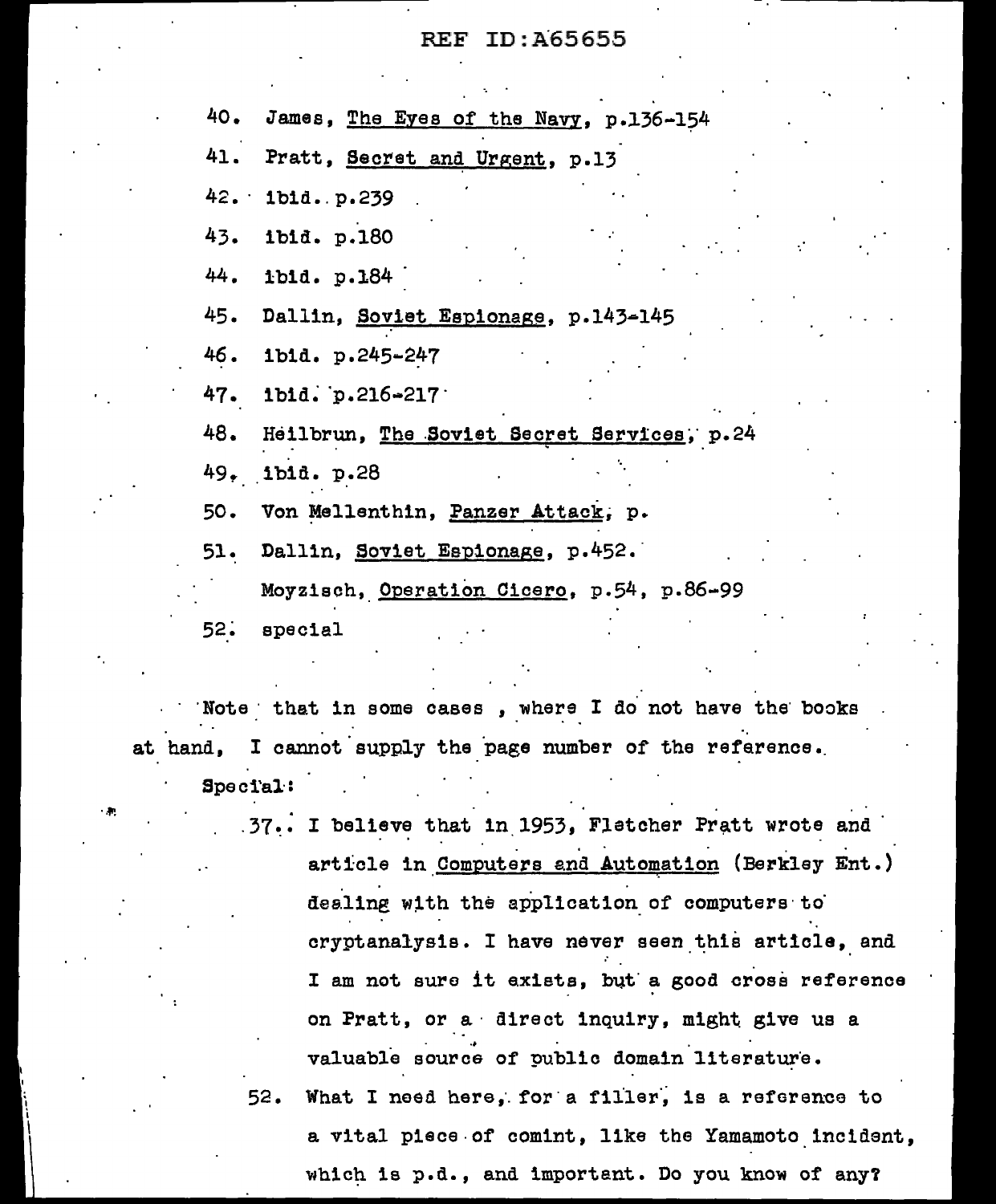40. James, The Eyes of the Navy, p.136-154
41. Pratt, Secret and Urgent, p.13
42. ibid. p.239
43. ibid. p.180
44. ibid. p.184
45. Dallin, Soviet Espionage, p.143-145
46. ibid. p.245-247
47. ibid. p.216-217
48. Heilbrun, The Soviet Secret Services, p.24
49. ibid. p.28
50. Von Mellenthin, Panzer Attack, p.
51. Dallin, Soviet Espionage, p.452.
    Moyzisch, Operation Cicero, p.54, p.86-99
52. special

Note that in some cases , where I do not have the books at hand, I cannot supply the page number of the reference.

Special:

37.. I believe that in 1953, Fletcher Pratt wrote and article in Computers and Automation (Berkley Ent.) dealing with the application of computers to cryptanalysis. I have never seen this article, and I am not sure it exists, but a good cross reference on Pratt, or a direct inquiry, might give us a valuable source of public domain literature.

52. What I need here, for a filler, is a reference to a vital piece of comint, like the Yamamoto incident, which is p.d., and important. Do you know of any?